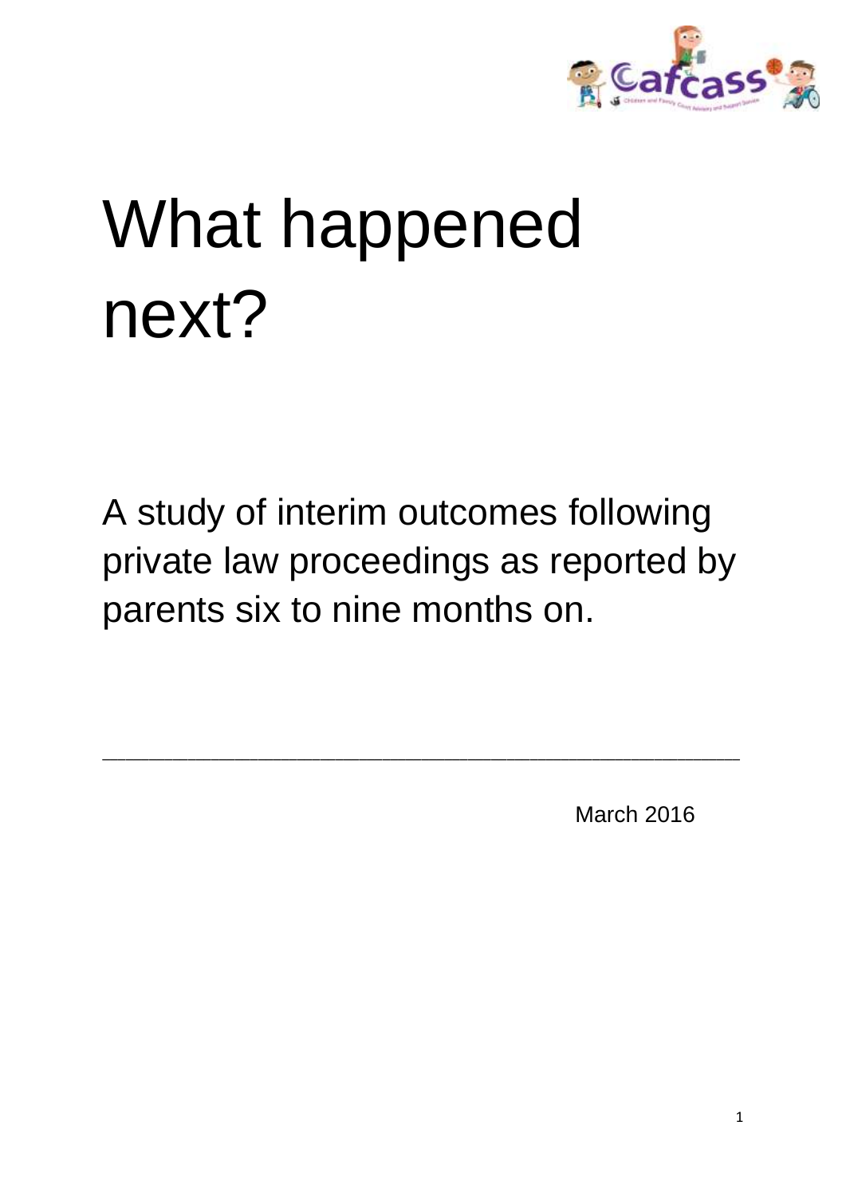# What happened next?

A study of interim outcomes following private law proceedings as reported by parents six to nine months on.

---

March 2016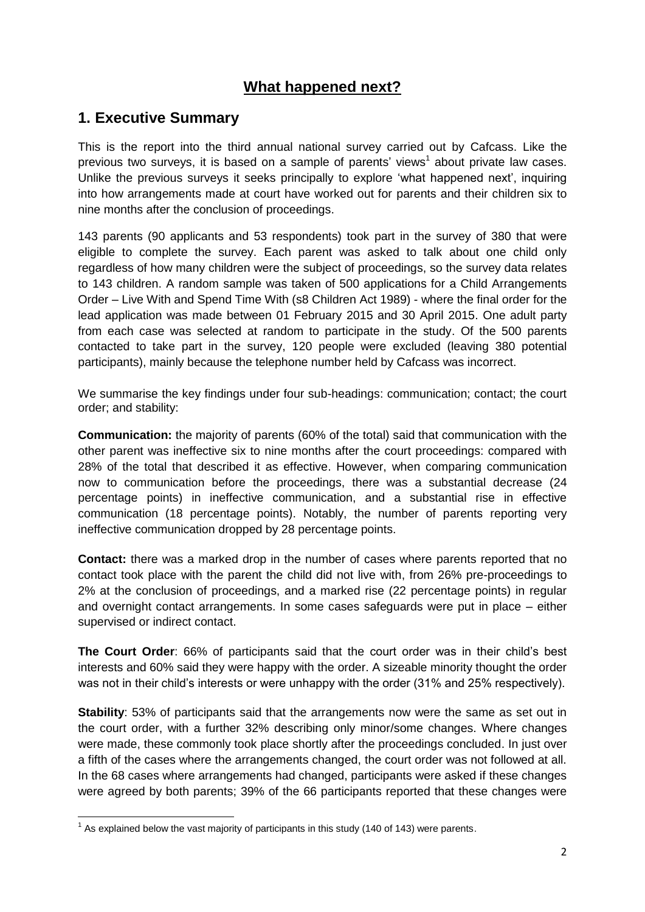# What happened next?

## 1. Executive Summary

This is the report into the third annual national survey carried out by Cafcass. Like the previous two surveys, it is based on a sample of parents' views[1] about private law cases. Unlike the previous surveys it seeks principally to explore 'what happened next', inquiring into how arrangements made at court have worked out for parents and their children six to nine months after the conclusion of proceedings.

143 parents (90 applicants and 53 respondents) took part in the survey of 380 that were eligible to complete the survey. Each parent was asked to talk about one child only regardless of how many children were the subject of proceedings, so the survey data relates to 143 children. A random sample was taken of 500 applications for a Child Arrangements Order – Live With and Spend Time With (s8 Children Act 1989) - where the final order for the lead application was made between 01 February 2015 and 30 April 2015. One adult party from each case was selected at random to participate in the study. Of the 500 parents contacted to take part in the survey, 120 people were excluded (leaving 380 potential participants), mainly because the telephone number held by Cafcass was incorrect.

We summarise the key findings under four sub-headings: communication; contact; the court order; and stability:

**Communication:** the majority of parents (60% of the total) said that communication with the other parent was ineffective six to nine months after the court proceedings: compared with 28% of the total that described it as effective. However, when comparing communication now to communication before the proceedings, there was a substantial decrease (24 percentage points) in ineffective communication, and a substantial rise in effective communication (18 percentage points). Notably, the number of parents reporting very ineffective communication dropped by 28 percentage points.

**Contact:** there was a marked drop in the number of cases where parents reported that no contact took place with the parent the child did not live with, from 26% pre-proceedings to 2% at the conclusion of proceedings, and a marked rise (22 percentage points) in regular and overnight contact arrangements. In some cases safeguards were put in place – either supervised or indirect contact.

**The Court Order**: 66% of participants said that the court order was in their child's best interests and 60% said they were happy with the order. A sizeable minority thought the order was not in their child's interests or were unhappy with the order (31% and 25% respectively).

**Stability**: 53% of participants said that the arrangements now were the same as set out in the court order, with a further 32% describing only minor/some changes. Where changes were made, these commonly took place shortly after the proceedings concluded. In just over a fifth of the cases where the arrangements changed, the court order was not followed at all. In the 68 cases where arrangements had changed, participants were asked if these changes were agreed by both parents; 39% of the 66 participants reported that these changes were

[1] As explained below the vast majority of participants in this study (140 of 143) were parents.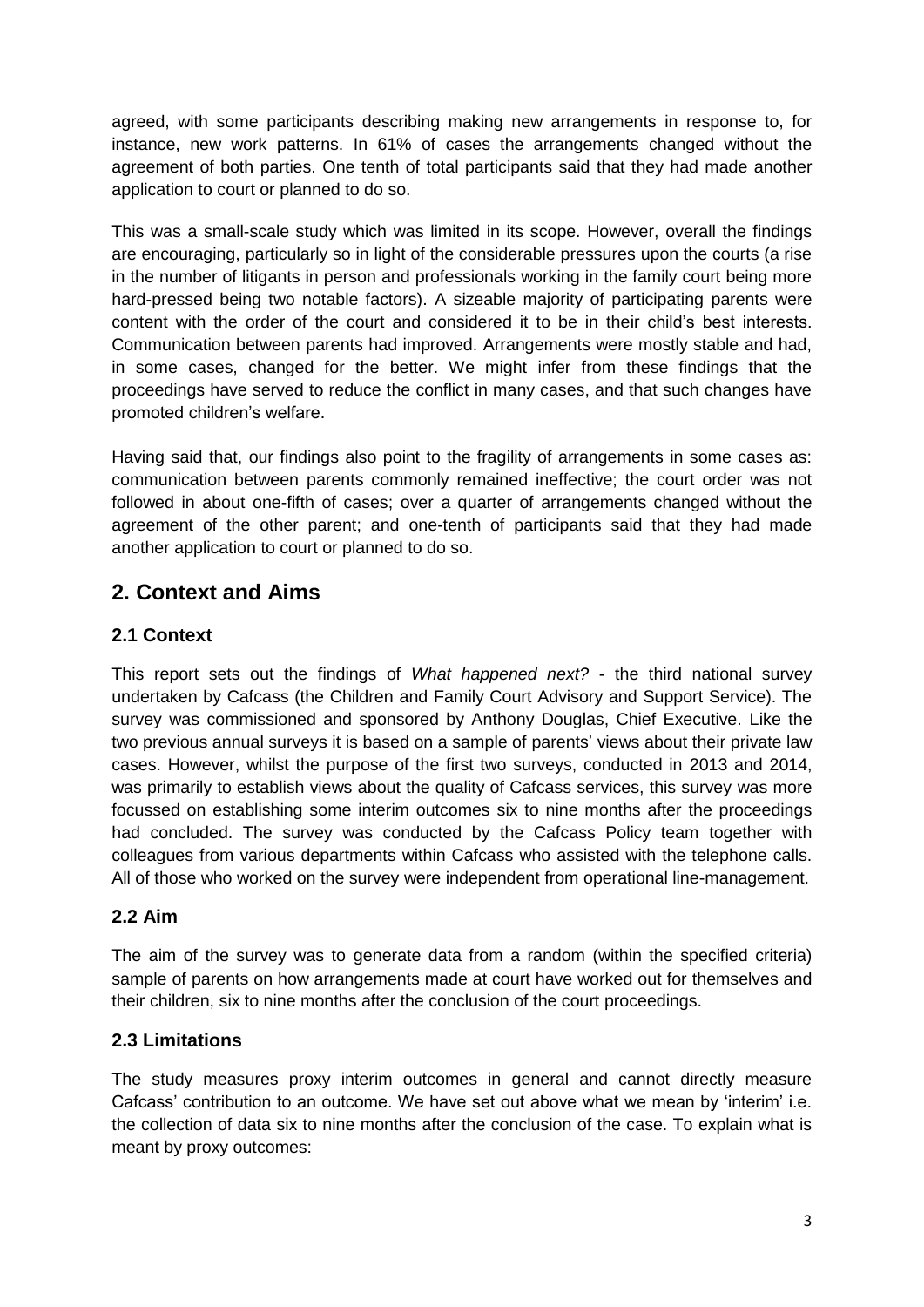agreed, with some participants describing making new arrangements in response to, for instance, new work patterns. In 61% of cases the arrangements changed without the agreement of both parties. One tenth of total participants said that they had made another application to court or planned to do so.

This was a small-scale study which was limited in its scope. However, overall the findings are encouraging, particularly so in light of the considerable pressures upon the courts (a rise in the number of litigants in person and professionals working in the family court being more hard-pressed being two notable factors). A sizeable majority of participating parents were content with the order of the court and considered it to be in their child's best interests. Communication between parents had improved. Arrangements were mostly stable and had, in some cases, changed for the better. We might infer from these findings that the proceedings have served to reduce the conflict in many cases, and that such changes have promoted children's welfare.

Having said that, our findings also point to the fragility of arrangements in some cases as: communication between parents commonly remained ineffective; the court order was not followed in about one-fifth of cases; over a quarter of arrangements changed without the agreement of the other parent; and one-tenth of participants said that they had made another application to court or planned to do so.

## 2. Context and Aims

### 2.1 Context

This report sets out the findings of *What happened next?* - the third national survey undertaken by Cafcass (the Children and Family Court Advisory and Support Service). The survey was commissioned and sponsored by Anthony Douglas, Chief Executive. Like the two previous annual surveys it is based on a sample of parents' views about their private law cases. However, whilst the purpose of the first two surveys, conducted in 2013 and 2014, was primarily to establish views about the quality of Cafcass services, this survey was more focussed on establishing some interim outcomes six to nine months after the proceedings had concluded. The survey was conducted by the Cafcass Policy team together with colleagues from various departments within Cafcass who assisted with the telephone calls. All of those who worked on the survey were independent from operational line-management.

### 2.2 Aim

The aim of the survey was to generate data from a random (within the specified criteria) sample of parents on how arrangements made at court have worked out for themselves and their children, six to nine months after the conclusion of the court proceedings.

### 2.3 Limitations

The study measures proxy interim outcomes in general and cannot directly measure Cafcass' contribution to an outcome. We have set out above what we mean by 'interim' i.e. the collection of data six to nine months after the conclusion of the case. To explain what is meant by proxy outcomes: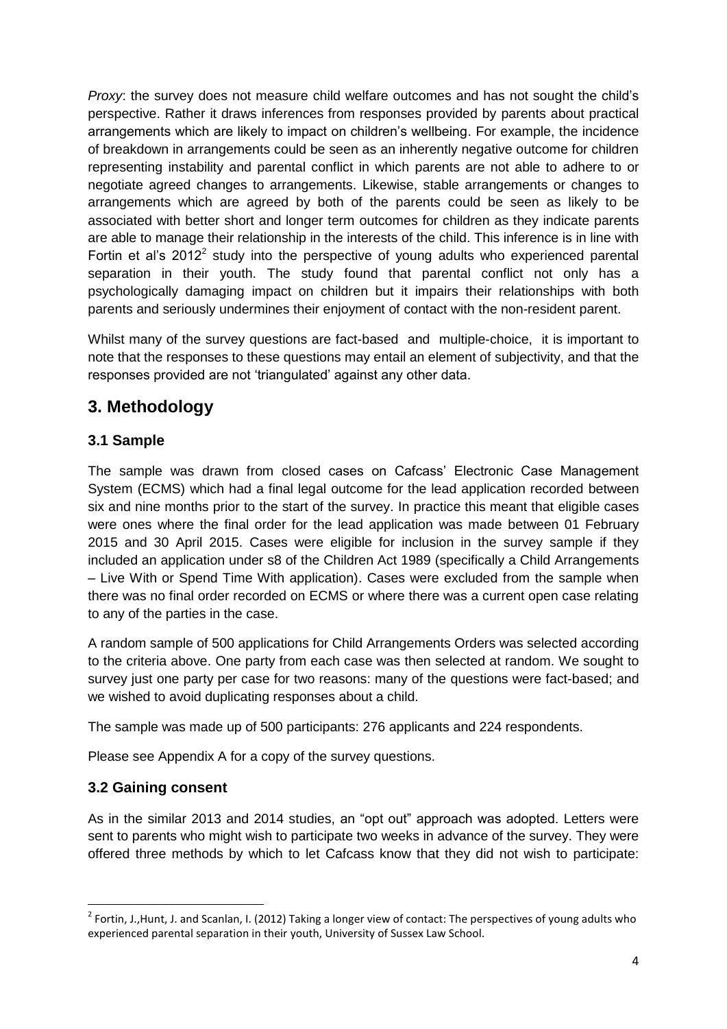*Proxy*: the survey does not measure child welfare outcomes and has not sought the child's perspective. Rather it draws inferences from responses provided by parents about practical arrangements which are likely to impact on children's wellbeing. For example, the incidence of breakdown in arrangements could be seen as an inherently negative outcome for children representing instability and parental conflict in which parents are not able to adhere to or negotiate agreed changes to arrangements. Likewise, stable arrangements or changes to arrangements which are agreed by both of the parents could be seen as likely to be associated with better short and longer term outcomes for children as they indicate parents are able to manage their relationship in the interests of the child. This inference is in line with Fortin et al's 2012[2] study into the perspective of young adults who experienced parental separation in their youth. The study found that parental conflict not only has a psychologically damaging impact on children but it impairs their relationships with both parents and seriously undermines their enjoyment of contact with the non-resident parent.

Whilst many of the survey questions are fact-based and multiple-choice, it is important to note that the responses to these questions may entail an element of subjectivity, and that the responses provided are not 'triangulated' against any other data.

# 3. Methodology

## 3.1 Sample

The sample was drawn from closed cases on Cafcass' Electronic Case Management System (ECMS) which had a final legal outcome for the lead application recorded between six and nine months prior to the start of the survey. In practice this meant that eligible cases were ones where the final order for the lead application was made between 01 February 2015 and 30 April 2015. Cases were eligible for inclusion in the survey sample if they included an application under s8 of the Children Act 1989 (specifically a Child Arrangements – Live With or Spend Time With application). Cases were excluded from the sample when there was no final order recorded on ECMS or where there was a current open case relating to any of the parties in the case.

A random sample of 500 applications for Child Arrangements Orders was selected according to the criteria above. One party from each case was then selected at random. We sought to survey just one party per case for two reasons: many of the questions were fact-based; and we wished to avoid duplicating responses about a child.

The sample was made up of 500 participants: 276 applicants and 224 respondents.

Please see Appendix A for a copy of the survey questions.

## 3.2 Gaining consent

As in the similar 2013 and 2014 studies, an "opt out" approach was adopted. Letters were sent to parents who might wish to participate two weeks in advance of the survey. They were offered three methods by which to let Cafcass know that they did not wish to participate:

---

[2] Fortin, J.,Hunt, J. and Scanlan, I. (2012) Taking a longer view of contact: The perspectives of young adults who experienced parental separation in their youth, University of Sussex Law School.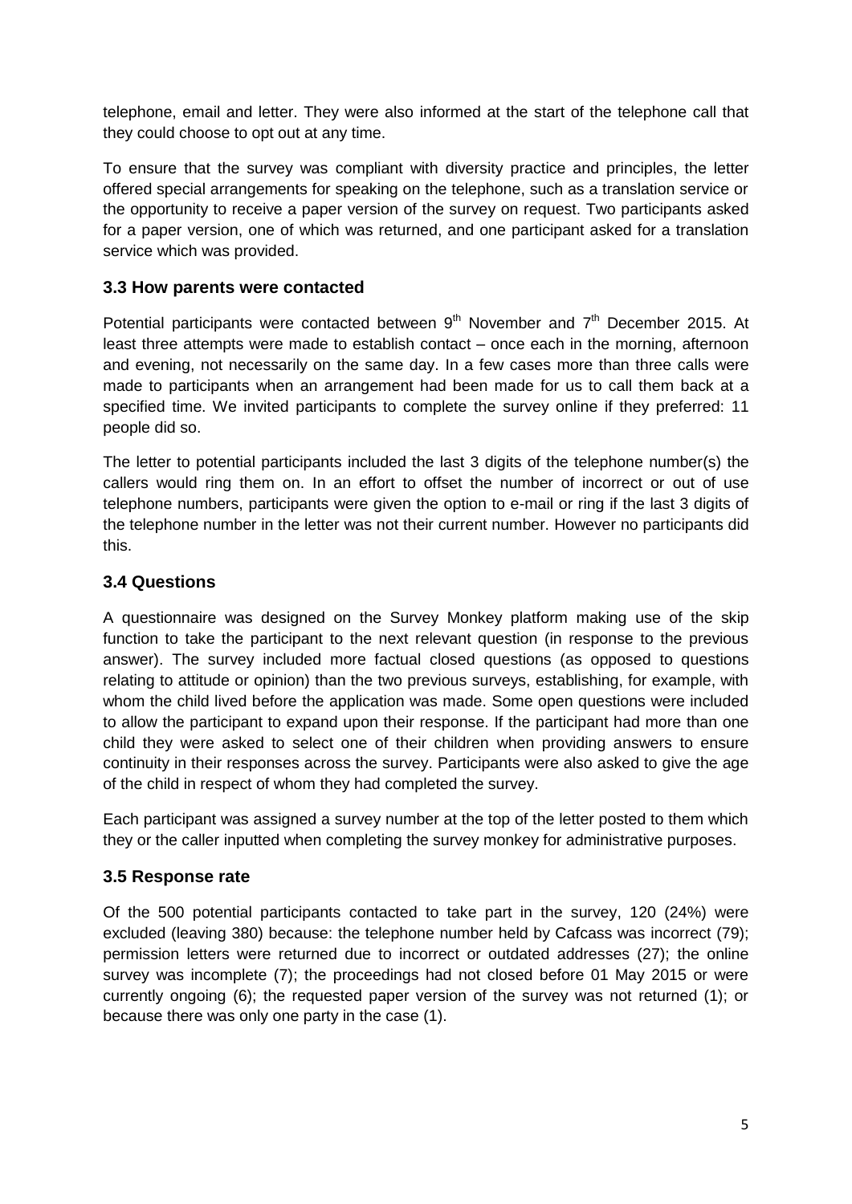telephone, email and letter. They were also informed at the start of the telephone call that they could choose to opt out at any time.

To ensure that the survey was compliant with diversity practice and principles, the letter offered special arrangements for speaking on the telephone, such as a translation service or the opportunity to receive a paper version of the survey on request. Two participants asked for a paper version, one of which was returned, and one participant asked for a translation service which was provided.

### 3.3 How parents were contacted

Potential participants were contacted between 9th November and 7th December 2015. At least three attempts were made to establish contact – once each in the morning, afternoon and evening, not necessarily on the same day. In a few cases more than three calls were made to participants when an arrangement had been made for us to call them back at a specified time. We invited participants to complete the survey online if they preferred: 11 people did so.

The letter to potential participants included the last 3 digits of the telephone number(s) the callers would ring them on. In an effort to offset the number of incorrect or out of use telephone numbers, participants were given the option to e-mail or ring if the last 3 digits of the telephone number in the letter was not their current number. However no participants did this.

### 3.4 Questions

A questionnaire was designed on the Survey Monkey platform making use of the skip function to take the participant to the next relevant question (in response to the previous answer). The survey included more factual closed questions (as opposed to questions relating to attitude or opinion) than the two previous surveys, establishing, for example, with whom the child lived before the application was made. Some open questions were included to allow the participant to expand upon their response. If the participant had more than one child they were asked to select one of their children when providing answers to ensure continuity in their responses across the survey. Participants were also asked to give the age of the child in respect of whom they had completed the survey.

Each participant was assigned a survey number at the top of the letter posted to them which they or the caller inputted when completing the survey monkey for administrative purposes.

### 3.5 Response rate

Of the 500 potential participants contacted to take part in the survey, 120 (24%) were excluded (leaving 380) because: the telephone number held by Cafcass was incorrect (79); permission letters were returned due to incorrect or outdated addresses (27); the online survey was incomplete (7); the proceedings had not closed before 01 May 2015 or were currently ongoing (6); the requested paper version of the survey was not returned (1); or because there was only one party in the case (1).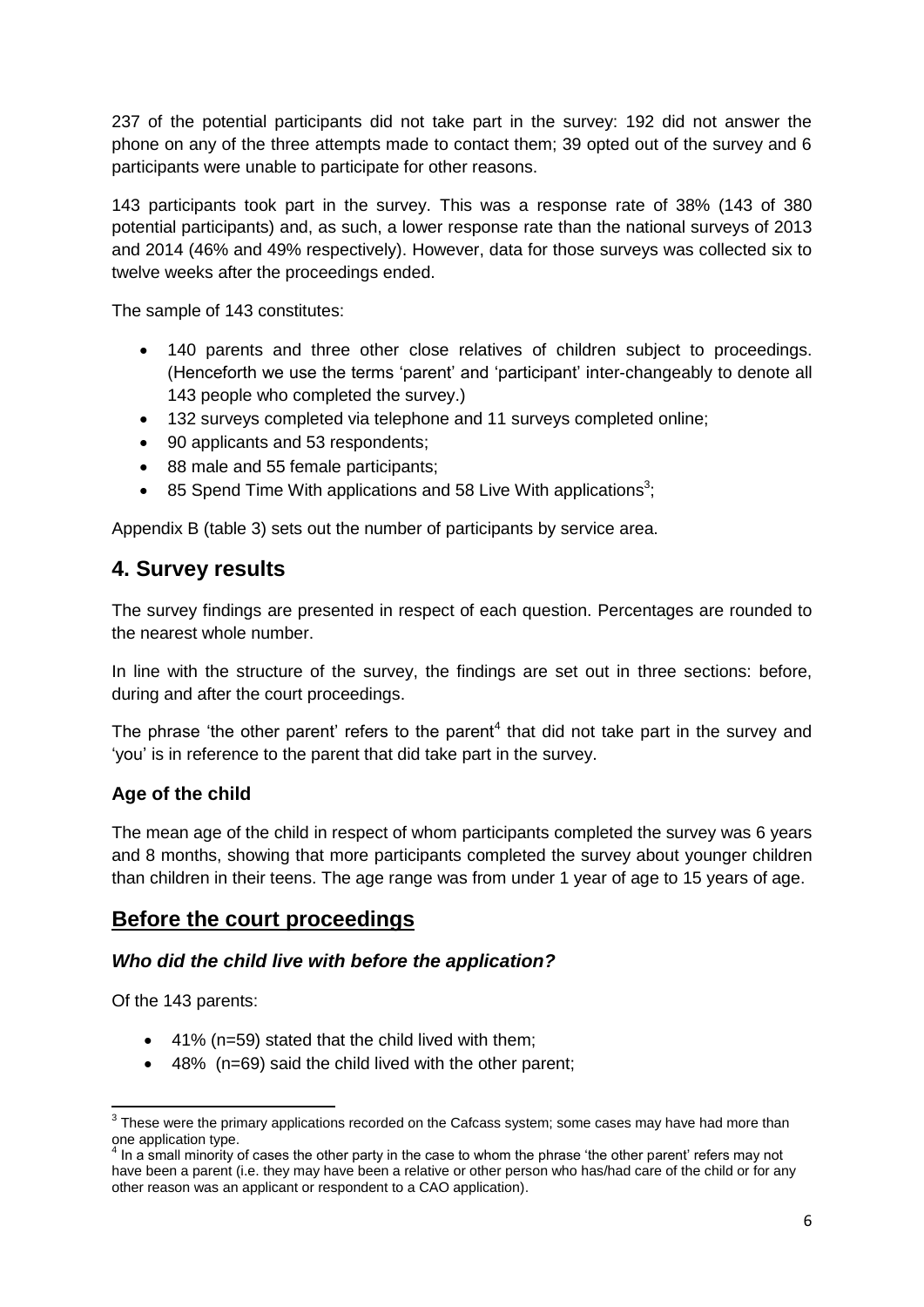237 of the potential participants did not take part in the survey: 192 did not answer the phone on any of the three attempts made to contact them; 39 opted out of the survey and 6 participants were unable to participate for other reasons.

143 participants took part in the survey. This was a response rate of 38% (143 of 380 potential participants) and, as such, a lower response rate than the national surveys of 2013 and 2014 (46% and 49% respectively). However, data for those surveys was collected six to twelve weeks after the proceedings ended.

The sample of 143 constitutes:

- 140 parents and three other close relatives of children subject to proceedings. (Henceforth we use the terms 'parent' and 'participant' inter-changeably to denote all 143 people who completed the survey.)
- 132 surveys completed via telephone and 11 surveys completed online;
- 90 applicants and 53 respondents;
- 88 male and 55 female participants;
- 85 Spend Time With applications and 58 Live With applications[3];

Appendix B (table 3) sets out the number of participants by service area.

## 4. Survey results

The survey findings are presented in respect of each question. Percentages are rounded to the nearest whole number.

In line with the structure of the survey, the findings are set out in three sections: before, during and after the court proceedings.

The phrase 'the other parent' refers to the parent[4] that did not take part in the survey and 'you' is in reference to the parent that did take part in the survey.

### Age of the child

The mean age of the child in respect of whom participants completed the survey was 6 years and 8 months, showing that more participants completed the survey about younger children than children in their teens. The age range was from under 1 year of age to 15 years of age.

## Before the court proceedings

### *Who did the child live with before the application?*

Of the 143 parents:

- 41% (n=59) stated that the child lived with them;
- 48% (n=69) said the child lived with the other parent;

[3] These were the primary applications recorded on the Cafcass system; some cases may have had more than one application type.

[4] In a small minority of cases the other party in the case to whom the phrase 'the other parent' refers may not have been a parent (i.e. they may have been a relative or other person who has/had care of the child or for any other reason was an applicant or respondent to a CAO application).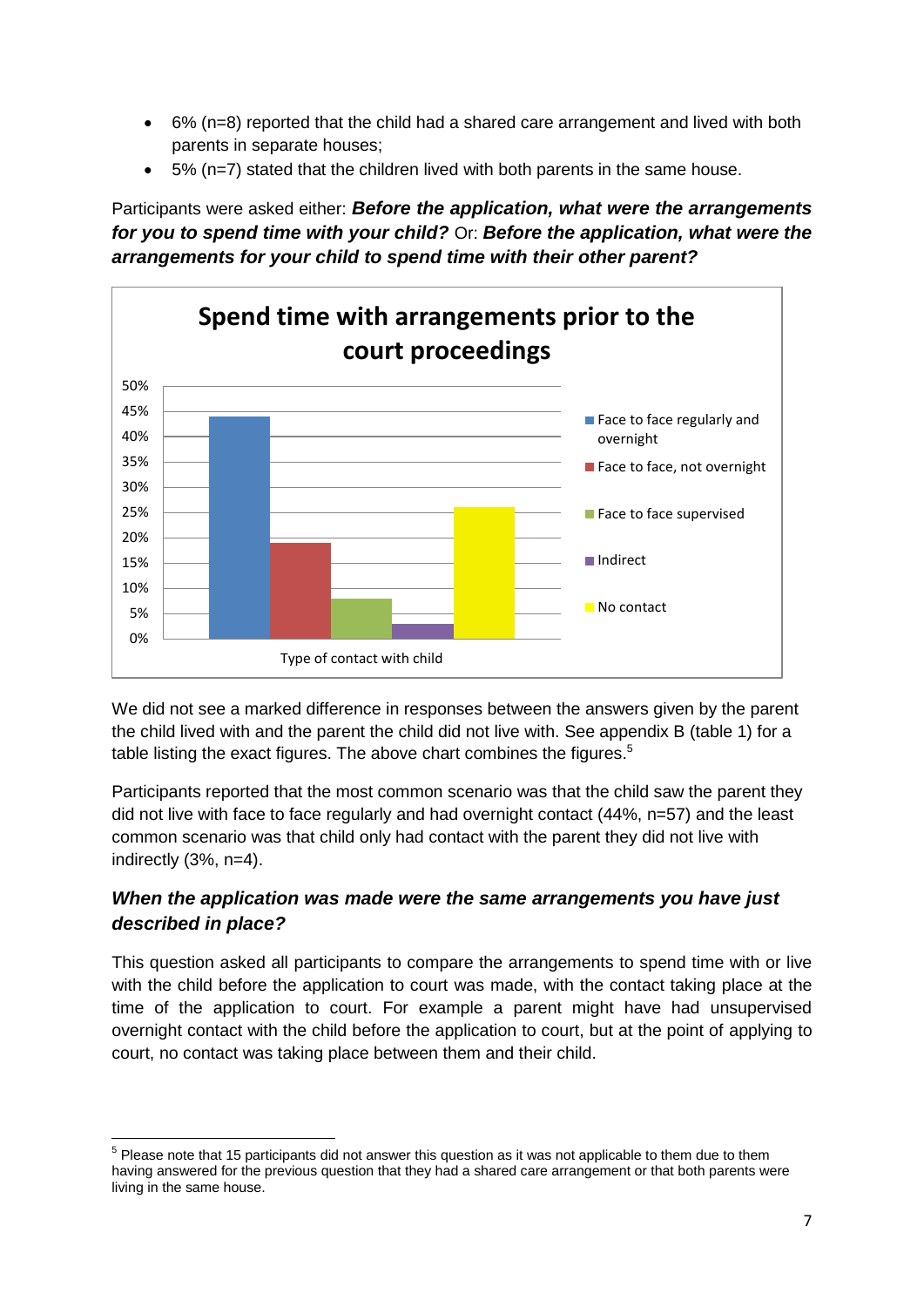- 6% (n=8) reported that the child had a shared care arrangement and lived with both parents in separate houses;
- 5% (n=7) stated that the children lived with both parents in the same house.

Participants were asked either: ***Before the application, what were the arrangements for you to spend time with your child?*** Or: ***Before the application, what were the arrangements for your child to spend time with their other parent?***

**Spend time with arrangements prior to the court proceedings**

| Type of contact with child | Percentage |
|---|---|
| Face to face regularly and overnight | 44% |
| Face to face, not overnight | 19% |
| Face to face supervised | 8% |
| Indirect | 3% |
| No contact | 26% |

We did not see a marked difference in responses between the answers given by the parent the child lived with and the parent the child did not live with. See appendix B (table 1) for a table listing the exact figures. The above chart combines the figures.[5]

Participants reported that the most common scenario was that the child saw the parent they did not live with face to face regularly and had overnight contact (44%, n=57) and the least common scenario was that child only had contact with the parent they did not live with indirectly (3%, n=4).

### *When the application was made were the same arrangements you have just described in place?*

This question asked all participants to compare the arrangements to spend time with or live with the child before the application to court was made, with the contact taking place at the time of the application to court. For example a parent might have had unsupervised overnight contact with the child before the application to court, but at the point of applying to court, no contact was taking place between them and their child.

[5] Please note that 15 participants did not answer this question as it was not applicable to them due to them having answered for the previous question that they had a shared care arrangement or that both parents were living in the same house.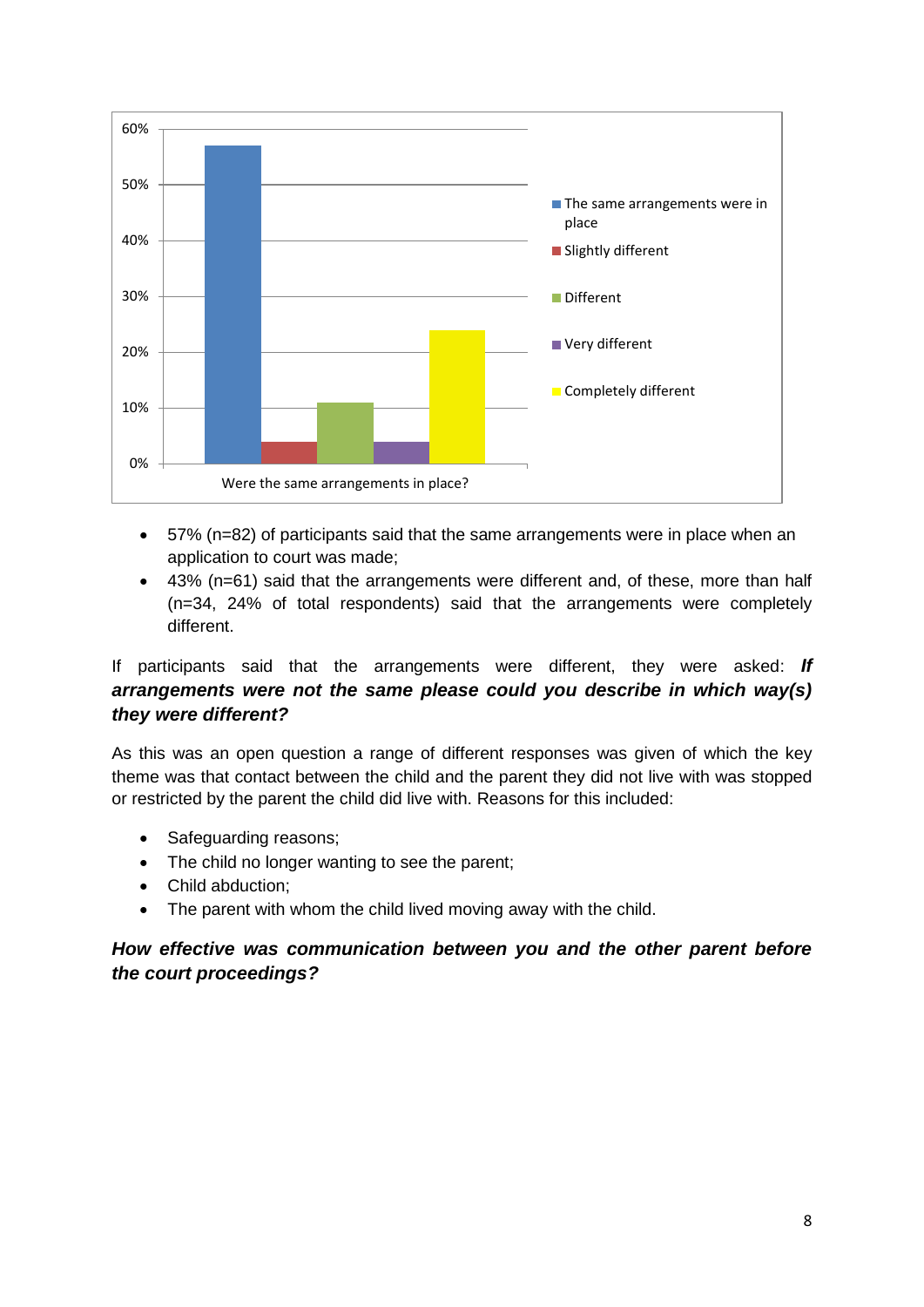- 57% (n=82) of participants said that the same arrangements were in place when an application to court was made;
- 43% (n=61) said that the arrangements were different and, of these, more than half (n=34, 24% of total respondents) said that the arrangements were completely different.

If participants said that the arrangements were different, they were asked: ***If arrangements were not the same please could you describe in which way(s) they were different?***

As this was an open question a range of different responses was given of which the key theme was that contact between the child and the parent they did not live with was stopped or restricted by the parent the child did live with. Reasons for this included:

- Safeguarding reasons;
- The child no longer wanting to see the parent;
- Child abduction;
- The parent with whom the child lived moving away with the child.

***How effective was communication between you and the other parent before the court proceedings?***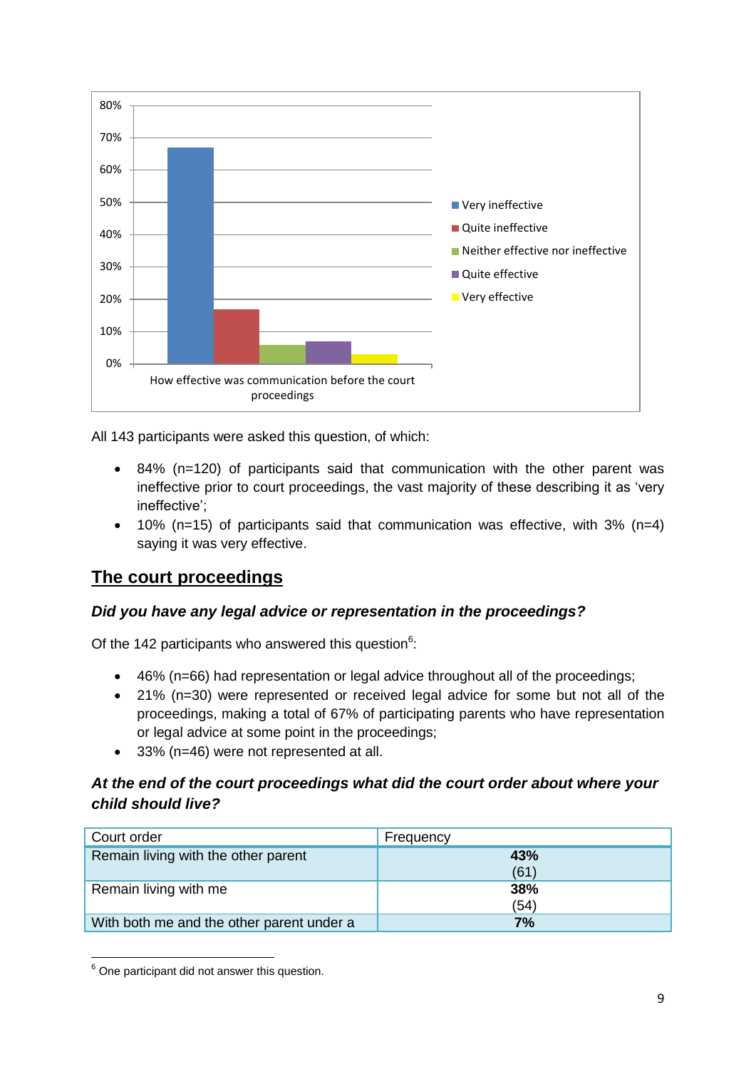80%
70%
60%
50%
40%
30%
20%
10%
0%

Very ineffective
Quite ineffective
Neither effective nor ineffective
Quite effective
Very effective

How effective was communication before the court proceedings

All 143 participants were asked this question, of which:

- 84% (n=120) of participants said that communication with the other parent was ineffective prior to court proceedings, the vast majority of these describing it as 'very ineffective';
- 10% (n=15) of participants said that communication was effective, with 3% (n=4) saying it was very effective.

## The court proceedings

### *Did you have any legal advice or representation in the proceedings?*

Of the 142 participants who answered this question[6]:

- 46% (n=66) had representation or legal advice throughout all of the proceedings;
- 21% (n=30) were represented or received legal advice for some but not all of the proceedings, making a total of 67% of participating parents who have representation or legal advice at some point in the proceedings;
- 33% (n=46) were not represented at all.

### *At the end of the court proceedings what did the court order about where your child should live?*

| Court order | Frequency |
| --- | --- |
| Remain living with the other parent | **43%** (61) |
| Remain living with me | **38%** (54) |
| With both me and the other parent under a | **7%** |

[6] One participant did not answer this question.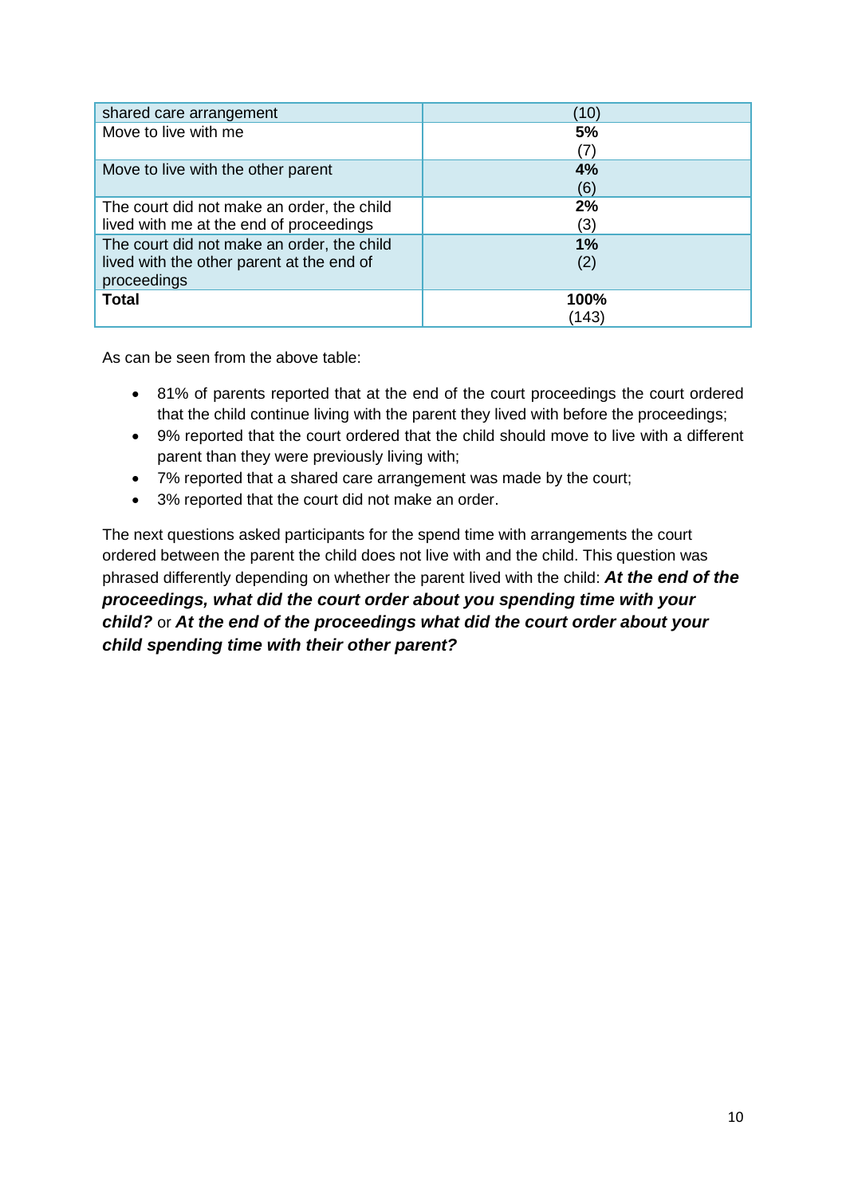| shared care arrangement | (10) |
|---|---|
| Move to live with me | **5%** (7) |
| Move to live with the other parent | **4%** (6) |
| The court did not make an order, the child lived with me at the end of proceedings | **2%** (3) |
| The court did not make an order, the child lived with the other parent at the end of proceedings | **1%** (2) |
| **Total** | **100%** (143) |

As can be seen from the above table:

- 81% of parents reported that at the end of the court proceedings the court ordered that the child continue living with the parent they lived with before the proceedings;
- 9% reported that the court ordered that the child should move to live with a different parent than they were previously living with;
- 7% reported that a shared care arrangement was made by the court;
- 3% reported that the court did not make an order.

The next questions asked participants for the spend time with arrangements the court ordered between the parent the child does not live with and the child. This question was phrased differently depending on whether the parent lived with the child: ***At the end of the proceedings, what did the court order about you spending time with your child?*** or ***At the end of the proceedings what did the court order about your child spending time with their other parent?***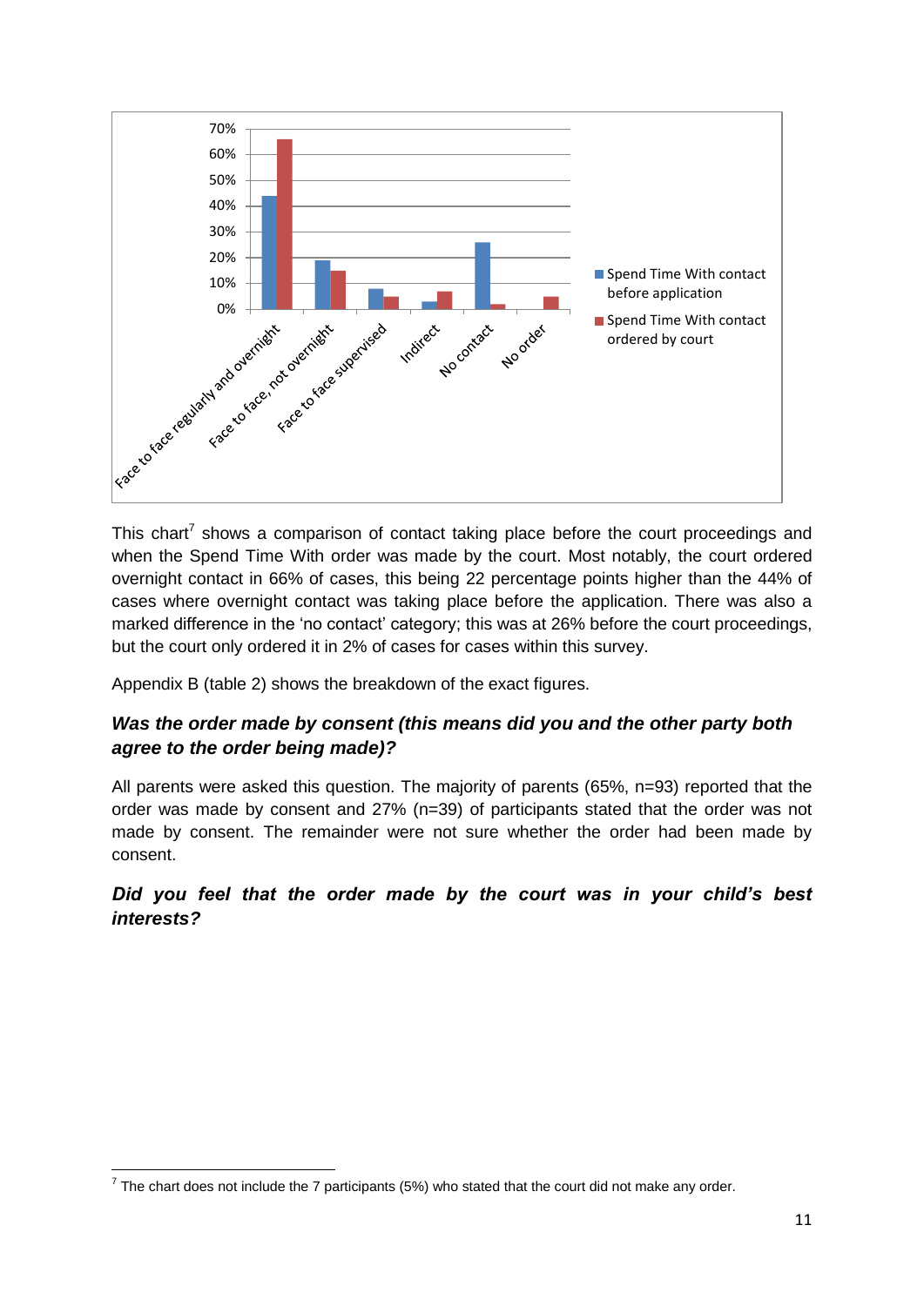This chart[7] shows a comparison of contact taking place before the court proceedings and when the Spend Time With order was made by the court. Most notably, the court ordered overnight contact in 66% of cases, this being 22 percentage points higher than the 44% of cases where overnight contact was taking place before the application. There was also a marked difference in the 'no contact' category; this was at 26% before the court proceedings, but the court only ordered it in 2% of cases for cases within this survey.

Appendix B (table 2) shows the breakdown of the exact figures.

### *Was the order made by consent (this means did you and the other party both agree to the order being made)?*

All parents were asked this question. The majority of parents (65%, n=93) reported that the order was made by consent and 27% (n=39) of participants stated that the order was not made by consent. The remainder were not sure whether the order had been made by consent.

### *Did you feel that the order made by the court was in your child's best interests?*

[7] The chart does not include the 7 participants (5%) who stated that the court did not make any order.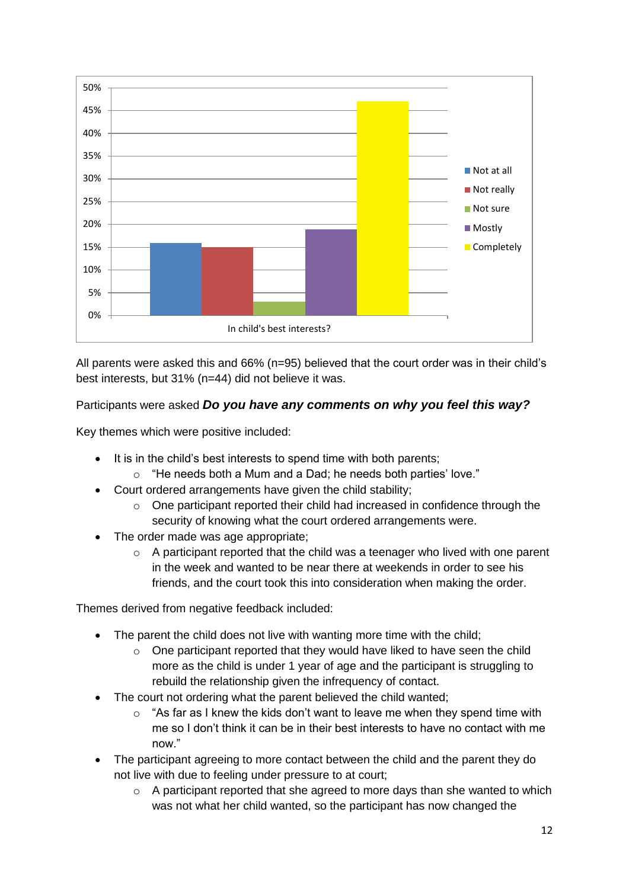All parents were asked this and 66% (n=95) believed that the court order was in their child's best interests, but 31% (n=44) did not believe it was.

Participants were asked ***Do you have any comments on why you feel this way?***

Key themes which were positive included:

- It is in the child's best interests to spend time with both parents;
  - "He needs both a Mum and a Dad; he needs both parties' love."
- Court ordered arrangements have given the child stability;
  - One participant reported their child had increased in confidence through the security of knowing what the court ordered arrangements were.
- The order made was age appropriate;
  - A participant reported that the child was a teenager who lived with one parent in the week and wanted to be near there at weekends in order to see his friends, and the court took this into consideration when making the order.

Themes derived from negative feedback included:

- The parent the child does not live with wanting more time with the child;
  - One participant reported that they would have liked to have seen the child more as the child is under 1 year of age and the participant is struggling to rebuild the relationship given the infrequency of contact.
- The court not ordering what the parent believed the child wanted;
  - "As far as I knew the kids don't want to leave me when they spend time with me so I don't think it can be in their best interests to have no contact with me now."
- The participant agreeing to more contact between the child and the parent they do not live with due to feeling under pressure to at court;
  - A participant reported that she agreed to more days than she wanted to which was not what her child wanted, so the participant has now changed the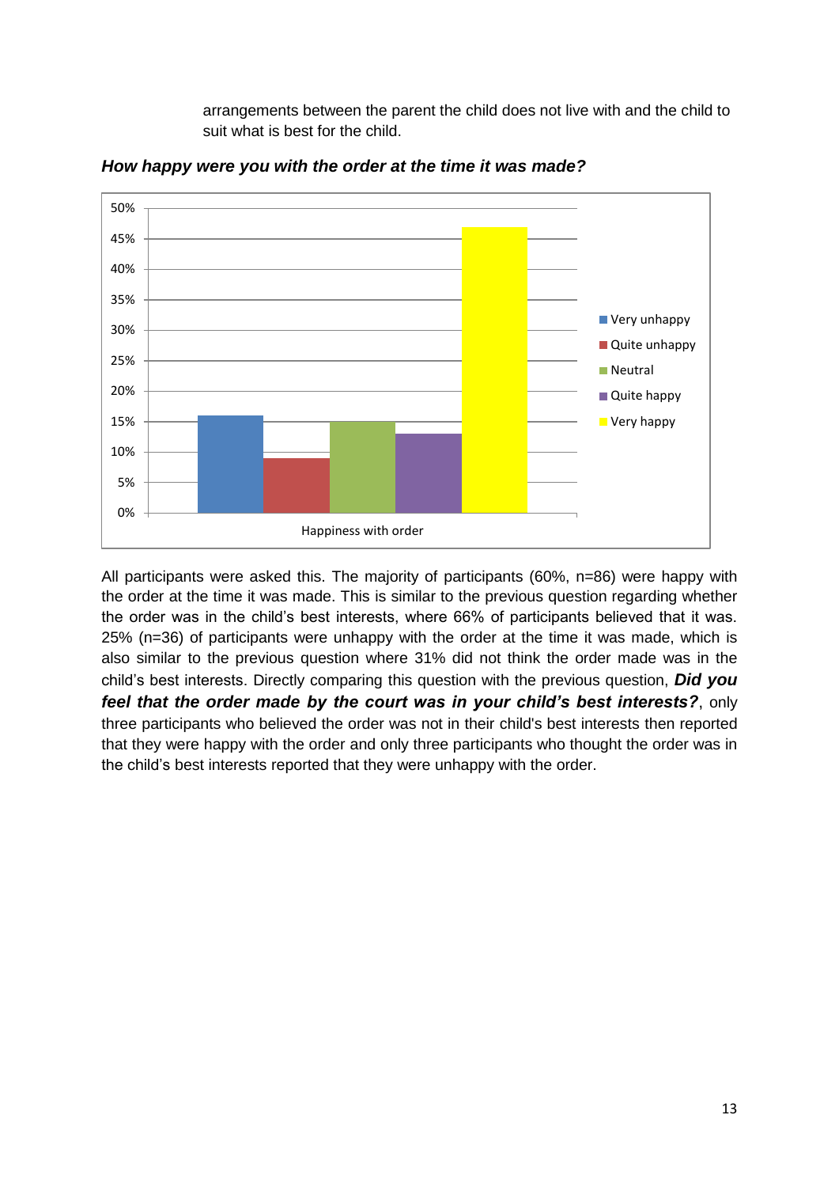arrangements between the parent the child does not live with and the child to suit what is best for the child.

***How happy were you with the order at the time it was made?***

All participants were asked this. The majority of participants (60%, n=86) were happy with the order at the time it was made. This is similar to the previous question regarding whether the order was in the child's best interests, where 66% of participants believed that it was. 25% (n=36) of participants were unhappy with the order at the time it was made, which is also similar to the previous question where 31% did not think the order made was in the child's best interests. Directly comparing this question with the previous question, ***Did you feel that the order made by the court was in your child's best interests?***, only three participants who believed the order was not in their child's best interests then reported that they were happy with the order and only three participants who thought the order was in the child's best interests reported that they were unhappy with the order.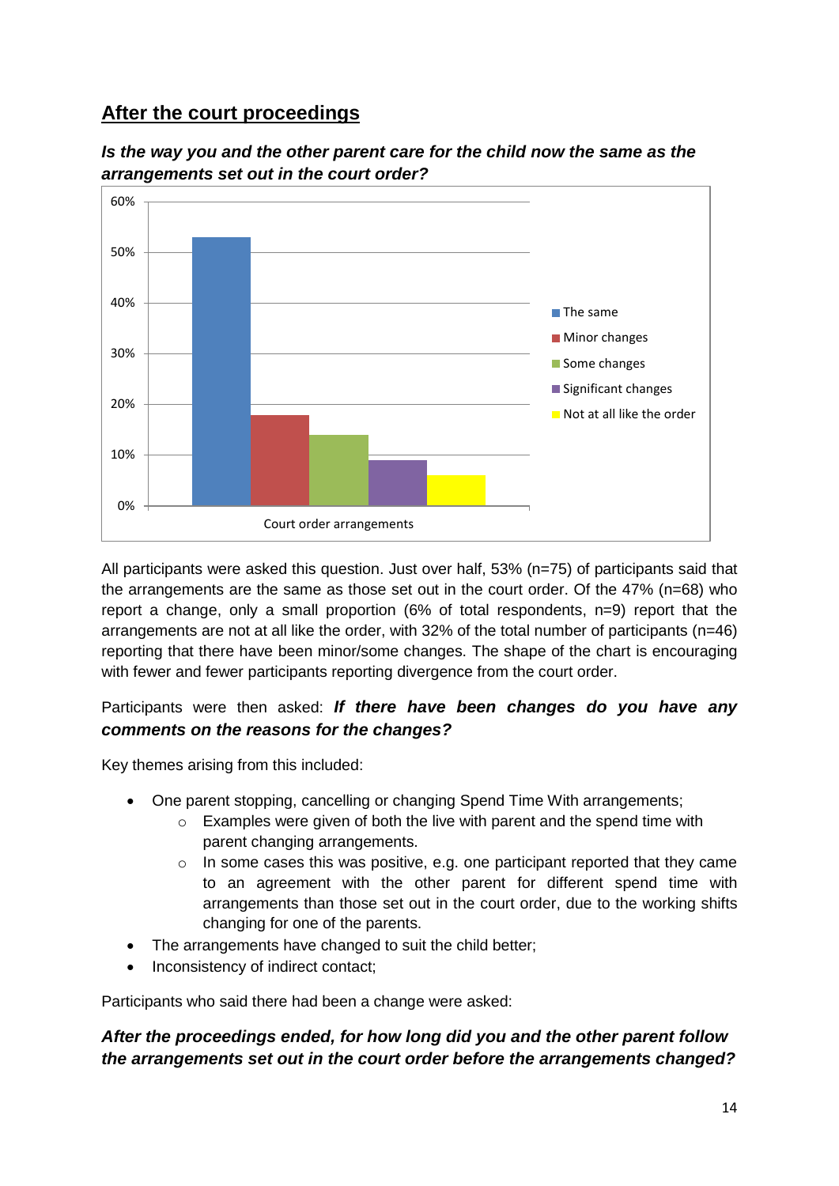## After the court proceedings

***Is the way you and the other parent care for the child now the same as the arrangements set out in the court order?***

All participants were asked this question. Just over half, 53% (n=75) of participants said that the arrangements are the same as those set out in the court order. Of the 47% (n=68) who report a change, only a small proportion (6% of total respondents, n=9) report that the arrangements are not at all like the order, with 32% of the total number of participants (n=46) reporting that there have been minor/some changes. The shape of the chart is encouraging with fewer and fewer participants reporting divergence from the court order.

Participants were then asked: ***If there have been changes do you have any comments on the reasons for the changes?***

Key themes arising from this included:

- One parent stopping, cancelling or changing Spend Time With arrangements;
    - Examples were given of both the live with parent and the spend time with parent changing arrangements.
    - In some cases this was positive, e.g. one participant reported that they came to an agreement with the other parent for different spend time with arrangements than those set out in the court order, due to the working shifts changing for one of the parents.
- The arrangements have changed to suit the child better;
- Inconsistency of indirect contact;

Participants who said there had been a change were asked:

***After the proceedings ended, for how long did you and the other parent follow the arrangements set out in the court order before the arrangements changed?***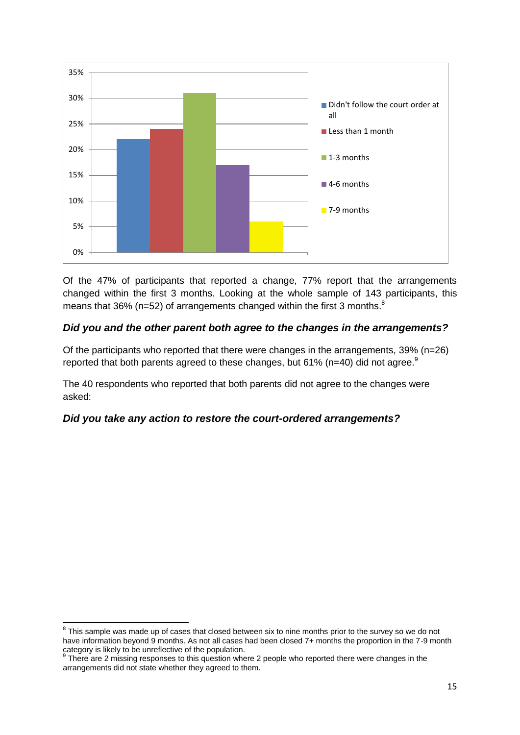- Didn't follow the court order at all
- Less than 1 month
- 1-3 months
- 4-6 months
- 7-9 months

Of the 47% of participants that reported a change, 77% report that the arrangements changed within the first 3 months. Looking at the whole sample of 143 participants, this means that 36% (n=52) of arrangements changed within the first 3 months.[8]

### *Did you and the other parent both agree to the changes in the arrangements?*

Of the participants who reported that there were changes in the arrangements, 39% (n=26) reported that both parents agreed to these changes, but 61% (n=40) did not agree.[9]

The 40 respondents who reported that both parents did not agree to the changes were asked:

### *Did you take any action to restore the court-ordered arrangements?*

---

[8] This sample was made up of cases that closed between six to nine months prior to the survey so we do not have information beyond 9 months. As not all cases had been closed 7+ months the proportion in the 7-9 month category is likely to be unreflective of the population.

[9] There are 2 missing responses to this question where 2 people who reported there were changes in the arrangements did not state whether they agreed to them.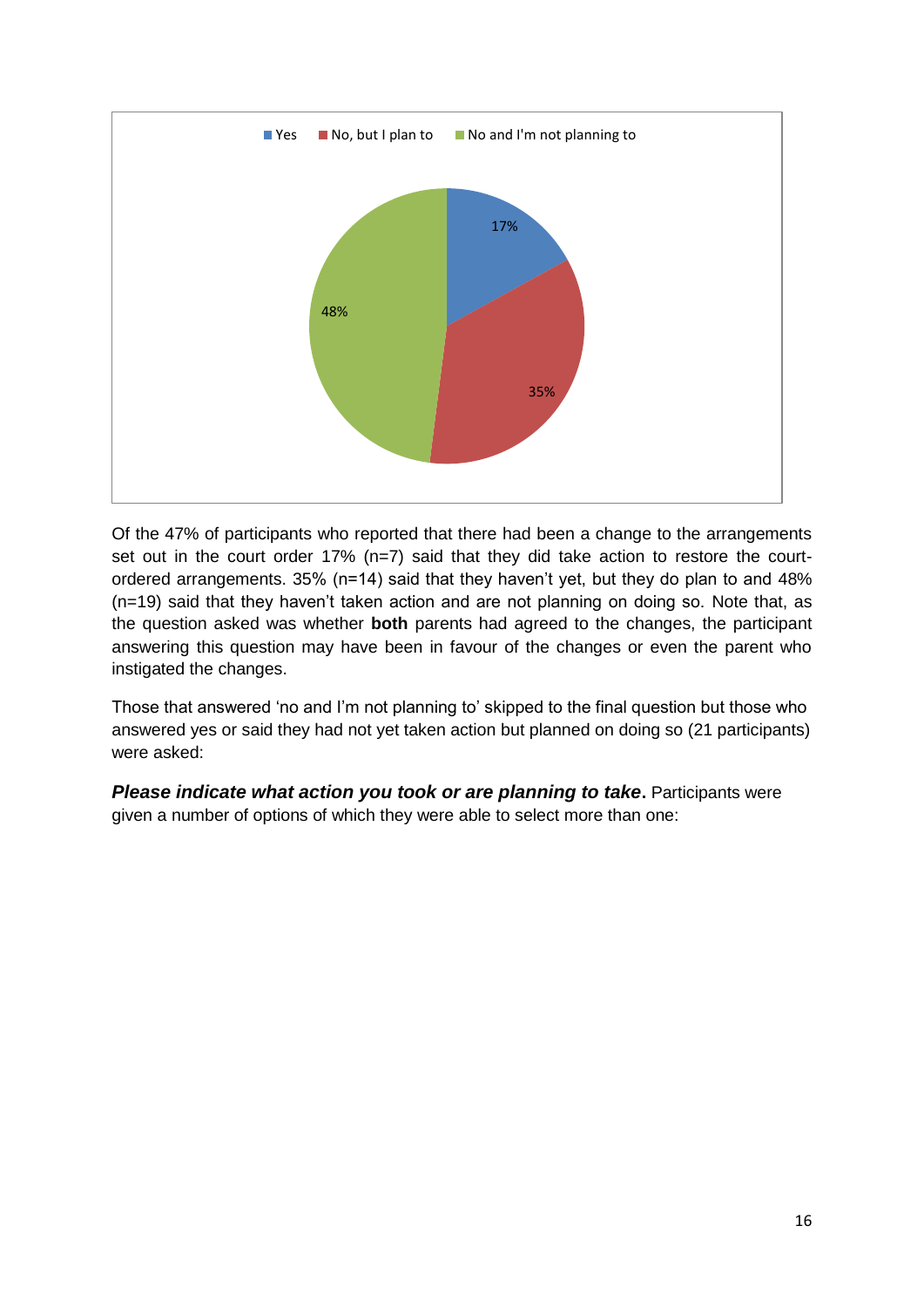Of the 47% of participants who reported that there had been a change to the arrangements set out in the court order 17% (n=7) said that they did take action to restore the court-ordered arrangements. 35% (n=14) said that they haven't yet, but they do plan to and 48% (n=19) said that they haven't taken action and are not planning on doing so. Note that, as the question asked was whether **both** parents had agreed to the changes, the participant answering this question may have been in favour of the changes or even the parent who instigated the changes.

Those that answered 'no and I'm not planning to' skipped to the final question but those who answered yes or said they had not yet taken action but planned on doing so (21 participants) were asked:

***Please indicate what action you took or are planning to take*.** Participants were given a number of options of which they were able to select more than one: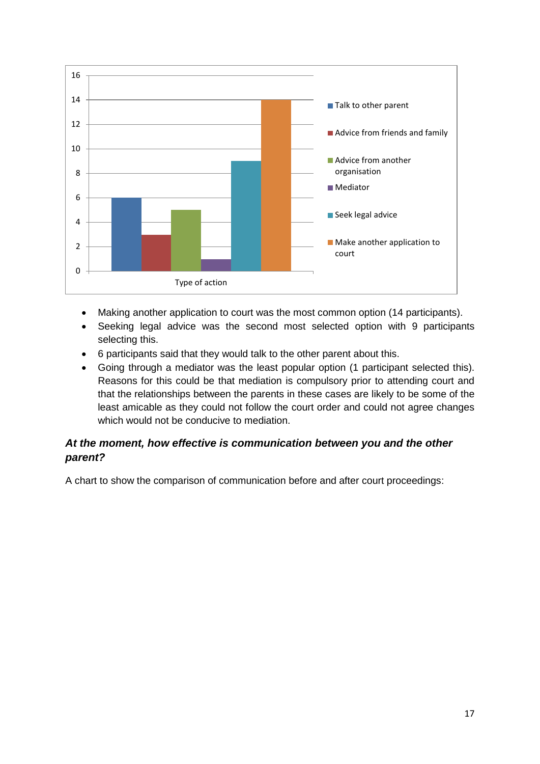- Making another application to court was the most common option (14 participants).
- Seeking legal advice was the second most selected option with 9 participants selecting this.
- 6 participants said that they would talk to the other parent about this.
- Going through a mediator was the least popular option (1 participant selected this). Reasons for this could be that mediation is compulsory prior to attending court and that the relationships between the parents in these cases are likely to be some of the least amicable as they could not follow the court order and could not agree changes which would not be conducive to mediation.

### *At the moment, how effective is communication between you and the other parent?*

A chart to show the comparison of communication before and after court proceedings: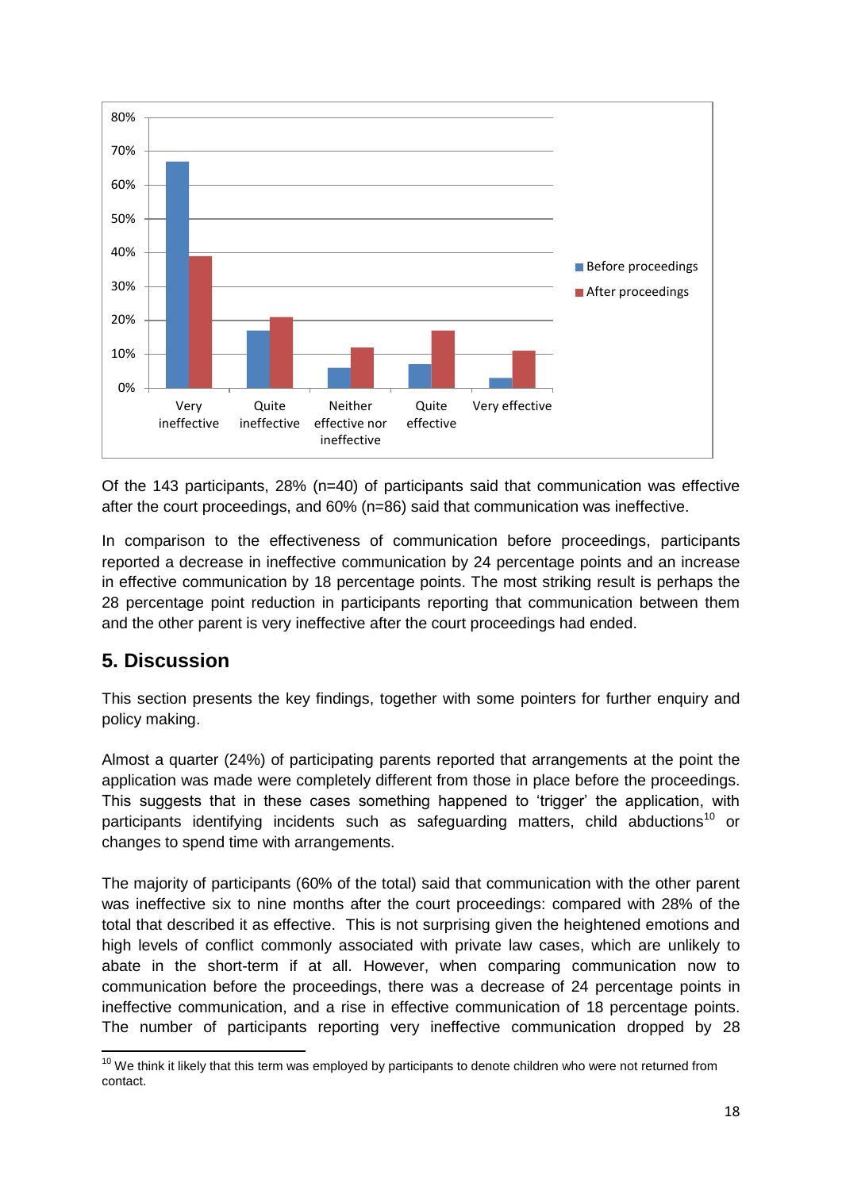Of the 143 participants, 28% (n=40) of participants said that communication was effective after the court proceedings, and 60% (n=86) said that communication was ineffective.

In comparison to the effectiveness of communication before proceedings, participants reported a decrease in ineffective communication by 24 percentage points and an increase in effective communication by 18 percentage points. The most striking result is perhaps the 28 percentage point reduction in participants reporting that communication between them and the other parent is very ineffective after the court proceedings had ended.

## 5. Discussion

This section presents the key findings, together with some pointers for further enquiry and policy making.

Almost a quarter (24%) of participating parents reported that arrangements at the point the application was made were completely different from those in place before the proceedings. This suggests that in these cases something happened to 'trigger' the application, with participants identifying incidents such as safeguarding matters, child abductions[10] or changes to spend time with arrangements.

The majority of participants (60% of the total) said that communication with the other parent was ineffective six to nine months after the court proceedings: compared with 28% of the total that described it as effective. This is not surprising given the heightened emotions and high levels of conflict commonly associated with private law cases, which are unlikely to abate in the short-term if at all. However, when comparing communication now to communication before the proceedings, there was a decrease of 24 percentage points in ineffective communication, and a rise in effective communication of 18 percentage points. The number of participants reporting very ineffective communication dropped by 28

[10] We think it likely that this term was employed by participants to denote children who were not returned from contact.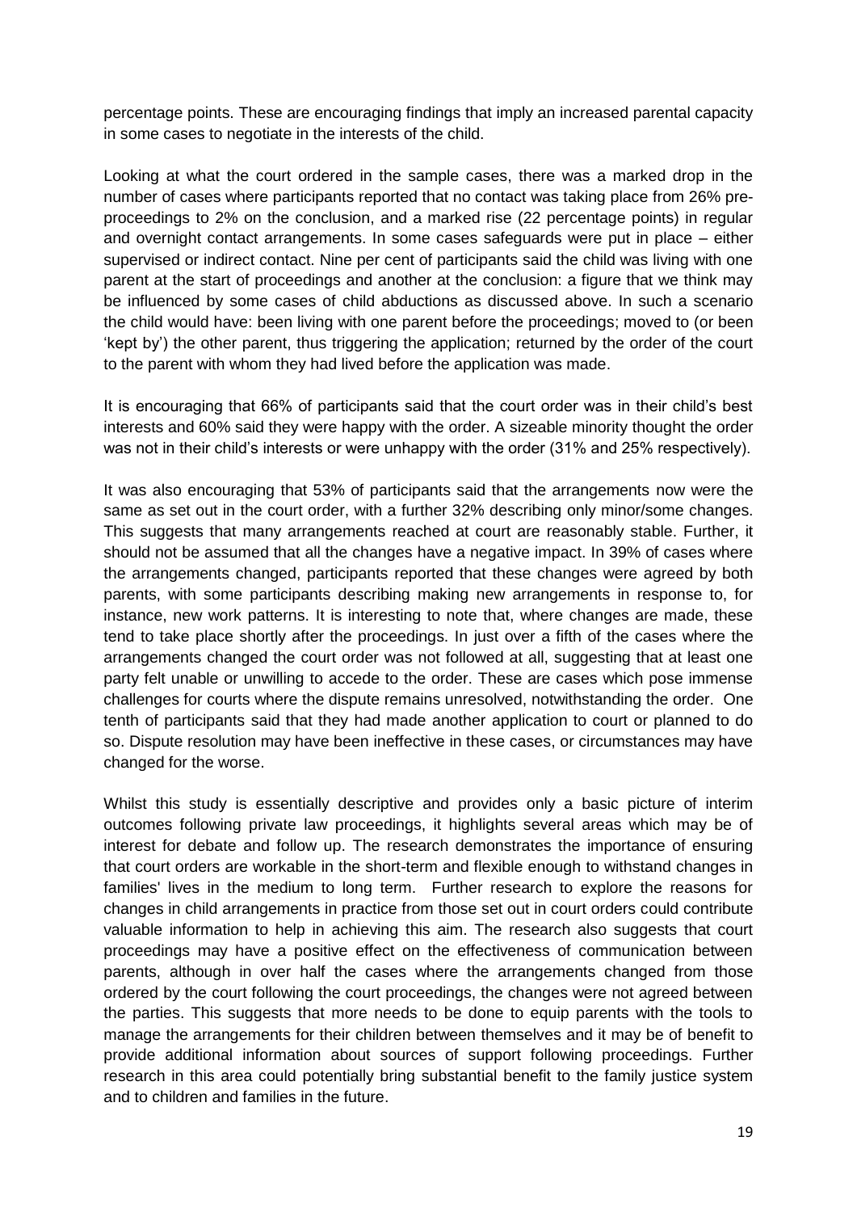percentage points. These are encouraging findings that imply an increased parental capacity in some cases to negotiate in the interests of the child.

Looking at what the court ordered in the sample cases, there was a marked drop in the number of cases where participants reported that no contact was taking place from 26% pre-proceedings to 2% on the conclusion, and a marked rise (22 percentage points) in regular and overnight contact arrangements. In some cases safeguards were put in place – either supervised or indirect contact. Nine per cent of participants said the child was living with one parent at the start of proceedings and another at the conclusion: a figure that we think may be influenced by some cases of child abductions as discussed above. In such a scenario the child would have: been living with one parent before the proceedings; moved to (or been 'kept by') the other parent, thus triggering the application; returned by the order of the court to the parent with whom they had lived before the application was made.

It is encouraging that 66% of participants said that the court order was in their child's best interests and 60% said they were happy with the order. A sizeable minority thought the order was not in their child's interests or were unhappy with the order (31% and 25% respectively).

It was also encouraging that 53% of participants said that the arrangements now were the same as set out in the court order, with a further 32% describing only minor/some changes. This suggests that many arrangements reached at court are reasonably stable. Further, it should not be assumed that all the changes have a negative impact. In 39% of cases where the arrangements changed, participants reported that these changes were agreed by both parents, with some participants describing making new arrangements in response to, for instance, new work patterns. It is interesting to note that, where changes are made, these tend to take place shortly after the proceedings. In just over a fifth of the cases where the arrangements changed the court order was not followed at all, suggesting that at least one party felt unable or unwilling to accede to the order. These are cases which pose immense challenges for courts where the dispute remains unresolved, notwithstanding the order. One tenth of participants said that they had made another application to court or planned to do so. Dispute resolution may have been ineffective in these cases, or circumstances may have changed for the worse.

Whilst this study is essentially descriptive and provides only a basic picture of interim outcomes following private law proceedings, it highlights several areas which may be of interest for debate and follow up. The research demonstrates the importance of ensuring that court orders are workable in the short-term and flexible enough to withstand changes in families' lives in the medium to long term. Further research to explore the reasons for changes in child arrangements in practice from those set out in court orders could contribute valuable information to help in achieving this aim. The research also suggests that court proceedings may have a positive effect on the effectiveness of communication between parents, although in over half the cases where the arrangements changed from those ordered by the court following the court proceedings, the changes were not agreed between the parties. This suggests that more needs to be done to equip parents with the tools to manage the arrangements for their children between themselves and it may be of benefit to provide additional information about sources of support following proceedings. Further research in this area could potentially bring substantial benefit to the family justice system and to children and families in the future.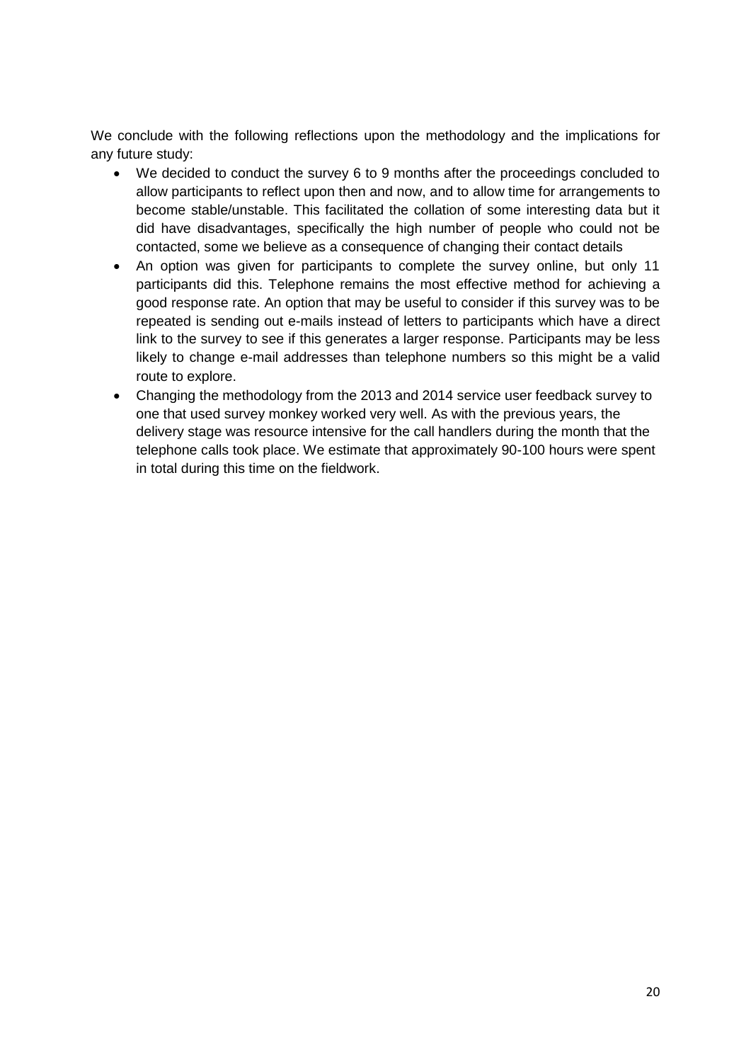We conclude with the following reflections upon the methodology and the implications for any future study:

- We decided to conduct the survey 6 to 9 months after the proceedings concluded to allow participants to reflect upon then and now, and to allow time for arrangements to become stable/unstable. This facilitated the collation of some interesting data but it did have disadvantages, specifically the high number of people who could not be contacted, some we believe as a consequence of changing their contact details
- An option was given for participants to complete the survey online, but only 11 participants did this. Telephone remains the most effective method for achieving a good response rate. An option that may be useful to consider if this survey was to be repeated is sending out e-mails instead of letters to participants which have a direct link to the survey to see if this generates a larger response. Participants may be less likely to change e-mail addresses than telephone numbers so this might be a valid route to explore.
- Changing the methodology from the 2013 and 2014 service user feedback survey to one that used survey monkey worked very well. As with the previous years, the delivery stage was resource intensive for the call handlers during the month that the telephone calls took place. We estimate that approximately 90-100 hours were spent in total during this time on the fieldwork.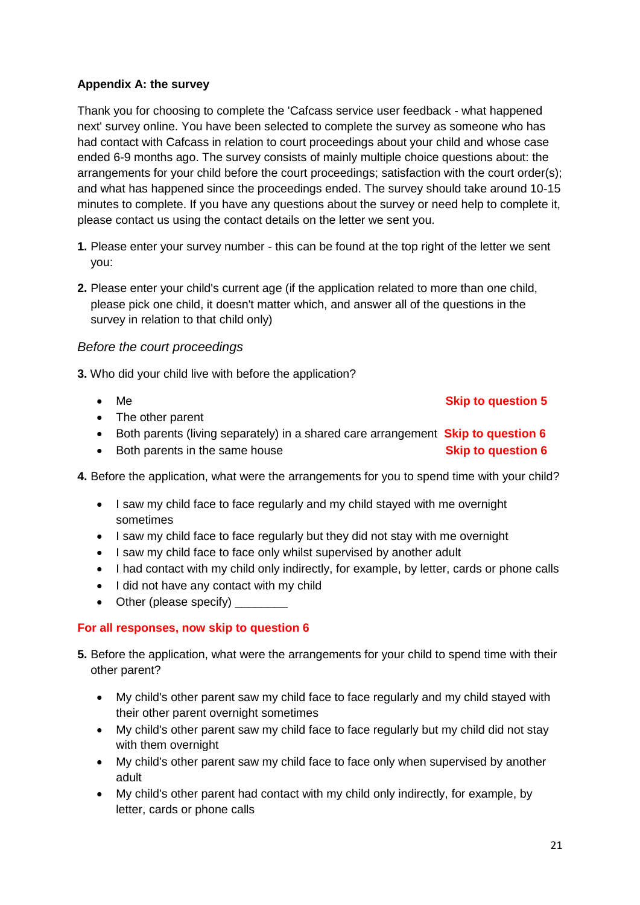**Appendix A: the survey**

Thank you for choosing to complete the 'Cafcass service user feedback - what happened next' survey online. You have been selected to complete the survey as someone who has had contact with Cafcass in relation to court proceedings about your child and whose case ended 6-9 months ago. The survey consists of mainly multiple choice questions about: the arrangements for your child before the court proceedings; satisfaction with the court order(s); and what has happened since the proceedings ended. The survey should take around 10-15 minutes to complete. If you have any questions about the survey or need help to complete it, please contact us using the contact details on the letter we sent you.

**1.** Please enter your survey number - this can be found at the top right of the letter we sent you:

**2.** Please enter your child's current age (if the application related to more than one child, please pick one child, it doesn't matter which, and answer all of the questions in the survey in relation to that child only)

*Before the court proceedings*

**3.** Who did your child live with before the application?

- Me **Skip to question 5**
- The other parent
- Both parents (living separately) in a shared care arrangement **Skip to question 6**
- Both parents in the same house **Skip to question 6**

**4.** Before the application, what were the arrangements for you to spend time with your child?

- I saw my child face to face regularly and my child stayed with me overnight sometimes
- I saw my child face to face regularly but they did not stay with me overnight
- I saw my child face to face only whilst supervised by another adult
- I had contact with my child only indirectly, for example, by letter, cards or phone calls
- I did not have any contact with my child
- Other (please specify) ________

**For all responses, now skip to question 6**

**5.** Before the application, what were the arrangements for your child to spend time with their other parent?

- My child's other parent saw my child face to face regularly and my child stayed with their other parent overnight sometimes
- My child's other parent saw my child face to face regularly but my child did not stay with them overnight
- My child's other parent saw my child face to face only when supervised by another adult
- My child's other parent had contact with my child only indirectly, for example, by letter, cards or phone calls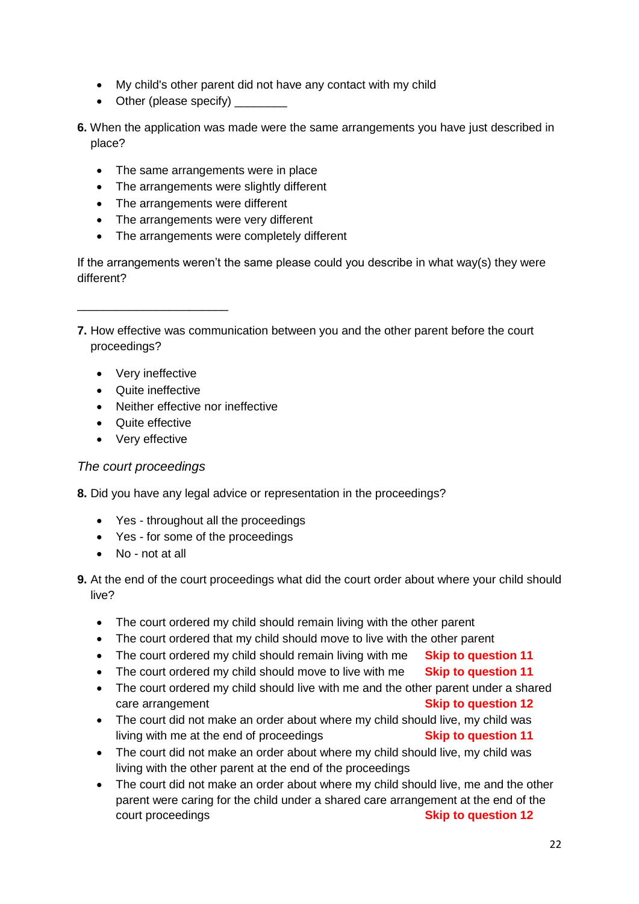- My child's other parent did not have any contact with my child
- Other (please specify) ________

**6.** When the application was made were the same arrangements you have just described in place?

- The same arrangements were in place
- The arrangements were slightly different
- The arrangements were different
- The arrangements were very different
- The arrangements were completely different

If the arrangements weren't the same please could you describe in what way(s) they were different?

______________________

**7.** How effective was communication between you and the other parent before the court proceedings?

- Very ineffective
- Quite ineffective
- Neither effective nor ineffective
- Quite effective
- Very effective

*The court proceedings*

**8.** Did you have any legal advice or representation in the proceedings?

- Yes - throughout all the proceedings
- Yes - for some of the proceedings
- No - not at all

**9.** At the end of the court proceedings what did the court order about where your child should live?

- The court ordered my child should remain living with the other parent
- The court ordered that my child should move to live with the other parent
- The court ordered my child should remain living with me **Skip to question 11**
- The court ordered my child should move to live with me **Skip to question 11**
- The court ordered my child should live with me and the other parent under a shared care arrangement **Skip to question 12**
- The court did not make an order about where my child should live, my child was living with me at the end of proceedings **Skip to question 11**
- The court did not make an order about where my child should live, my child was living with the other parent at the end of the proceedings
- The court did not make an order about where my child should live, me and the other parent were caring for the child under a shared care arrangement at the end of the court proceedings **Skip to question 12**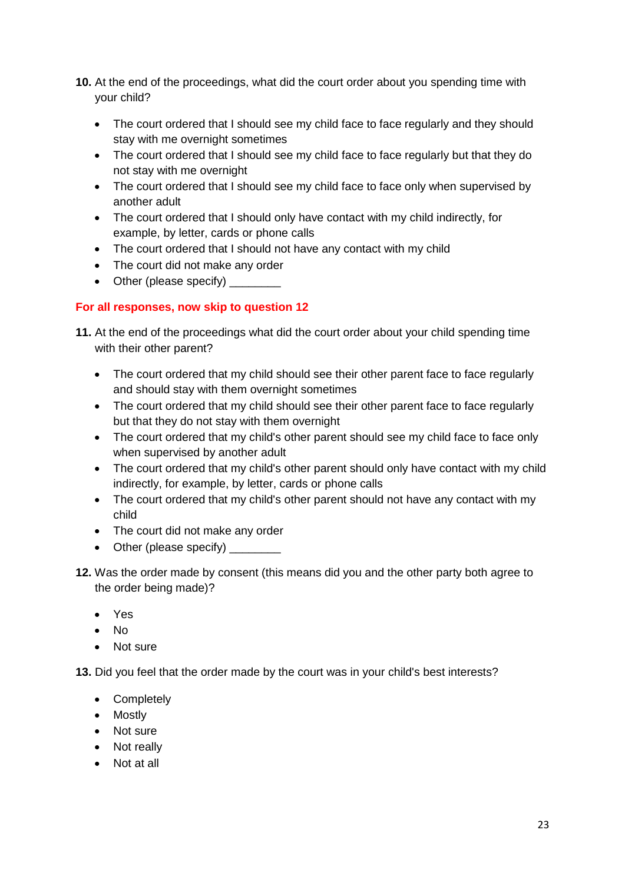**10.** At the end of the proceedings, what did the court order about you spending time with your child?

- The court ordered that I should see my child face to face regularly and they should stay with me overnight sometimes
- The court ordered that I should see my child face to face regularly but that they do not stay with me overnight
- The court ordered that I should see my child face to face only when supervised by another adult
- The court ordered that I should only have contact with my child indirectly, for example, by letter, cards or phone calls
- The court ordered that I should not have any contact with my child
- The court did not make any order
- Other (please specify) ________

**For all responses, now skip to question 12**

**11.** At the end of the proceedings what did the court order about your child spending time with their other parent?

- The court ordered that my child should see their other parent face to face regularly and should stay with them overnight sometimes
- The court ordered that my child should see their other parent face to face regularly but that they do not stay with them overnight
- The court ordered that my child's other parent should see my child face to face only when supervised by another adult
- The court ordered that my child's other parent should only have contact with my child indirectly, for example, by letter, cards or phone calls
- The court ordered that my child's other parent should not have any contact with my child
- The court did not make any order
- Other (please specify) ________

**12.** Was the order made by consent (this means did you and the other party both agree to the order being made)?

- Yes
- No
- Not sure

**13.** Did you feel that the order made by the court was in your child's best interests?

- Completely
- Mostly
- Not sure
- Not really
- Not at all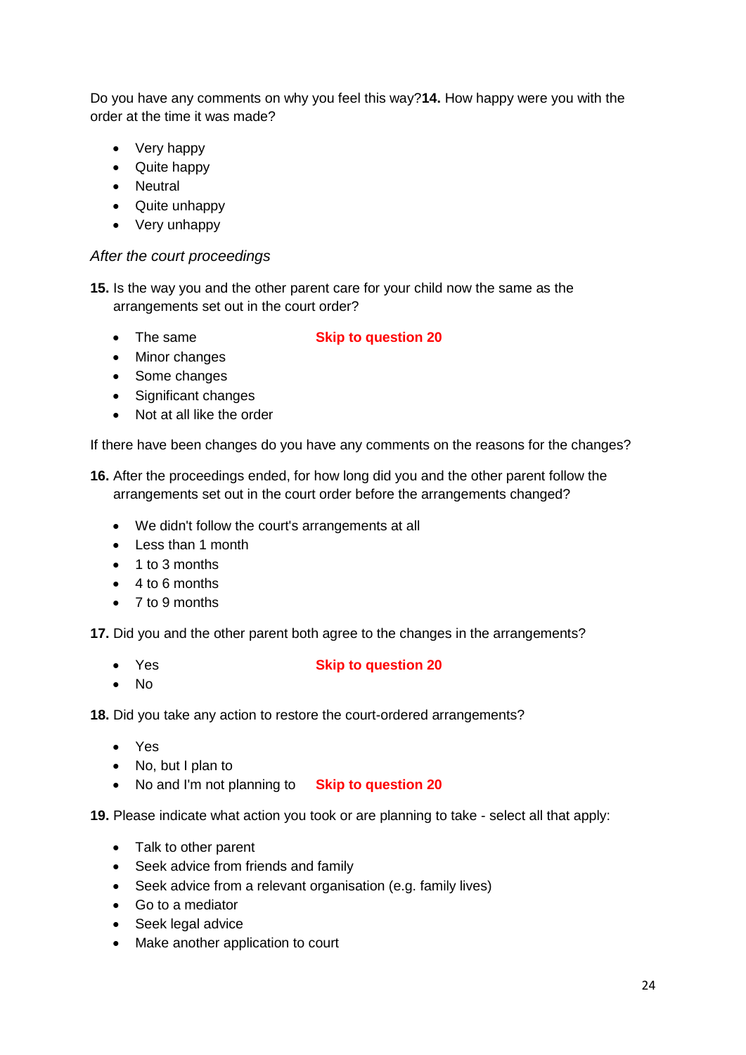Do you have any comments on why you feel this way?**14.** How happy were you with the order at the time it was made?

- Very happy
- Quite happy
- Neutral
- Quite unhappy
- Very unhappy

*After the court proceedings*

**15.** Is the way you and the other parent care for your child now the same as the arrangements set out in the court order?

- The same **Skip to question 20**
- Minor changes
- Some changes
- Significant changes
- Not at all like the order

If there have been changes do you have any comments on the reasons for the changes?

**16.** After the proceedings ended, for how long did you and the other parent follow the arrangements set out in the court order before the arrangements changed?

- We didn't follow the court's arrangements at all
- Less than 1 month
- 1 to 3 months
- 4 to 6 months
- 7 to 9 months

**17.** Did you and the other parent both agree to the changes in the arrangements?

- Yes **Skip to question 20**
- No

**18.** Did you take any action to restore the court-ordered arrangements?

- Yes
- No, but I plan to
- No and I'm not planning to **Skip to question 20**

**19.** Please indicate what action you took or are planning to take - select all that apply:

- Talk to other parent
- Seek advice from friends and family
- Seek advice from a relevant organisation (e.g. family lives)
- Go to a mediator
- Seek legal advice
- Make another application to court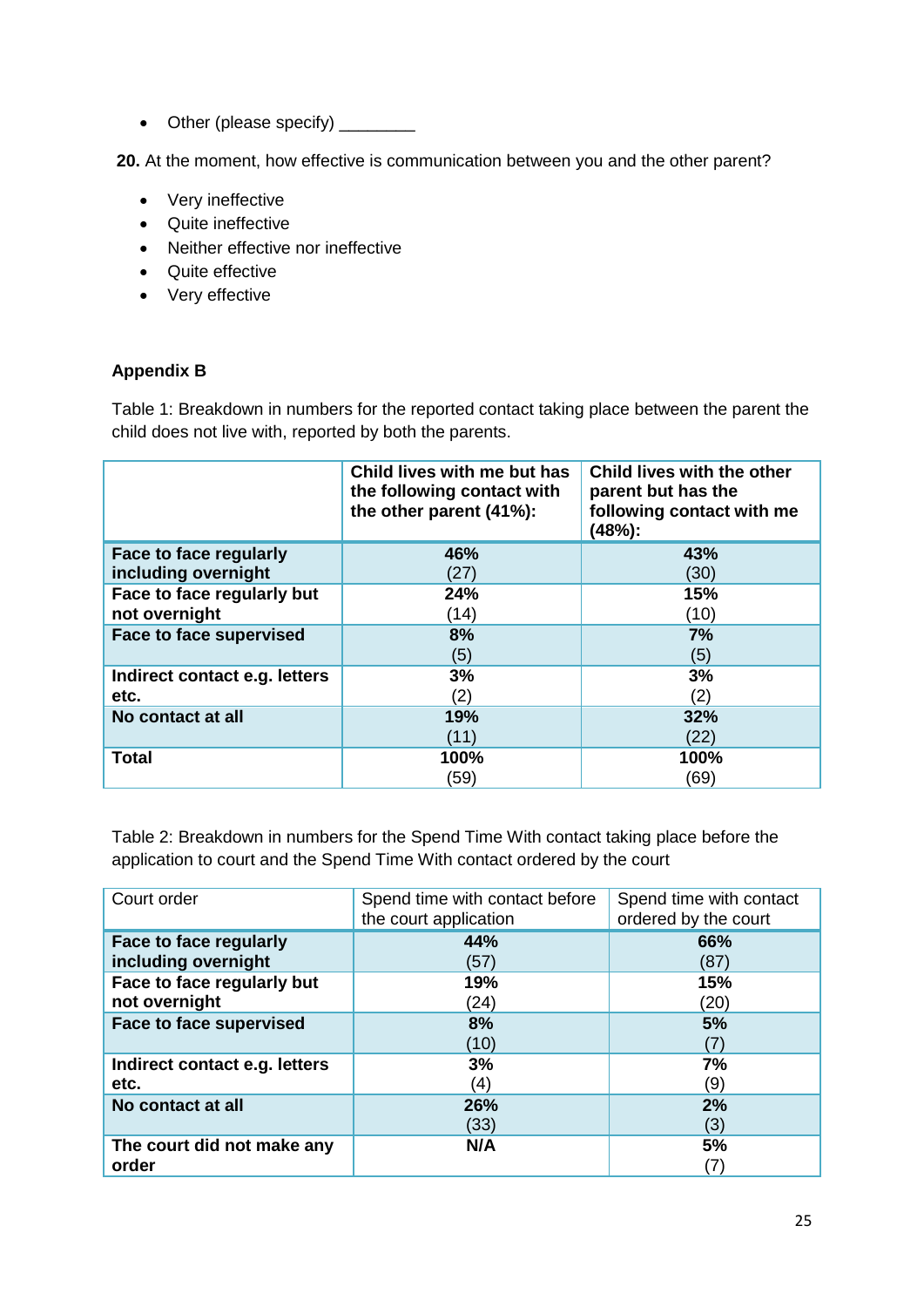- Other (please specify) ________

**20.** At the moment, how effective is communication between you and the other parent?

- Very ineffective
- Quite ineffective
- Neither effective nor ineffective
- Quite effective
- Very effective

**Appendix B**

Table 1: Breakdown in numbers for the reported contact taking place between the parent the child does not live with, reported by both the parents.

| | **Child lives with me but has the following contact with the other parent (41%):** | **Child lives with the other parent but has the following contact with me (48%):** |
|---|---|---|
| **Face to face regularly including overnight** | **46%** (27) | **43%** (30) |
| **Face to face regularly but not overnight** | **24%** (14) | **15%** (10) |
| **Face to face supervised** | **8%** (5) | **7%** (5) |
| **Indirect contact e.g. letters etc.** | **3%** (2) | **3%** (2) |
| **No contact at all** | **19%** (11) | **32%** (22) |
| **Total** | **100%** (59) | **100%** (69) |

Table 2: Breakdown in numbers for the Spend Time With contact taking place before the application to court and the Spend Time With contact ordered by the court

| Court order | Spend time with contact before the court application | Spend time with contact ordered by the court |
|---|---|---|
| **Face to face regularly including overnight** | **44%** (57) | **66%** (87) |
| **Face to face regularly but not overnight** | **19%** (24) | **15%** (20) |
| **Face to face supervised** | **8%** (10) | **5%** (7) |
| **Indirect contact e.g. letters etc.** | **3%** (4) | **7%** (9) |
| **No contact at all** | **26%** (33) | **2%** (3) |
| **The court did not make any order** | **N/A** | **5%** (7) |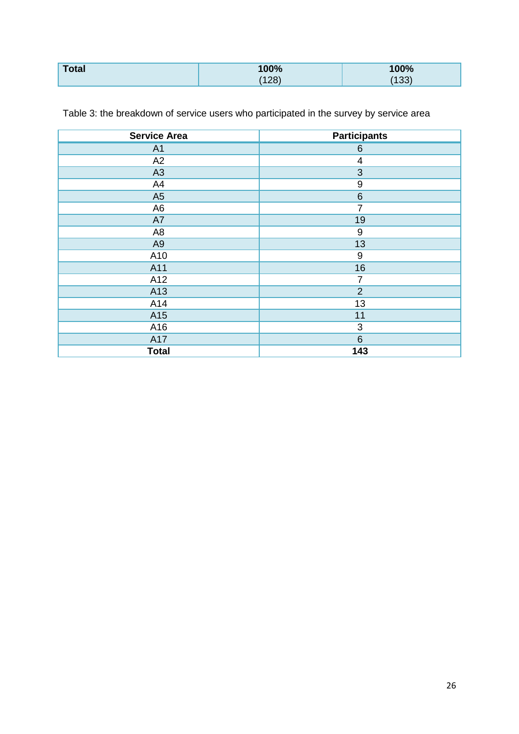| | | |
|---|---|---|
| **Total** | **100%** (128) | **100%** (133) |

Table 3: the breakdown of service users who participated in the survey by service area

| Service Area | Participants |
|---|---|
| A1 | 6 |
| A2 | 4 |
| A3 | 3 |
| A4 | 9 |
| A5 | 6 |
| A6 | 7 |
| A7 | 19 |
| A8 | 9 |
| A9 | 13 |
| A10 | 9 |
| A11 | 16 |
| A12 | 7 |
| A13 | 2 |
| A14 | 13 |
| A15 | 11 |
| A16 | 3 |
| A17 | 6 |
| **Total** | **143** |